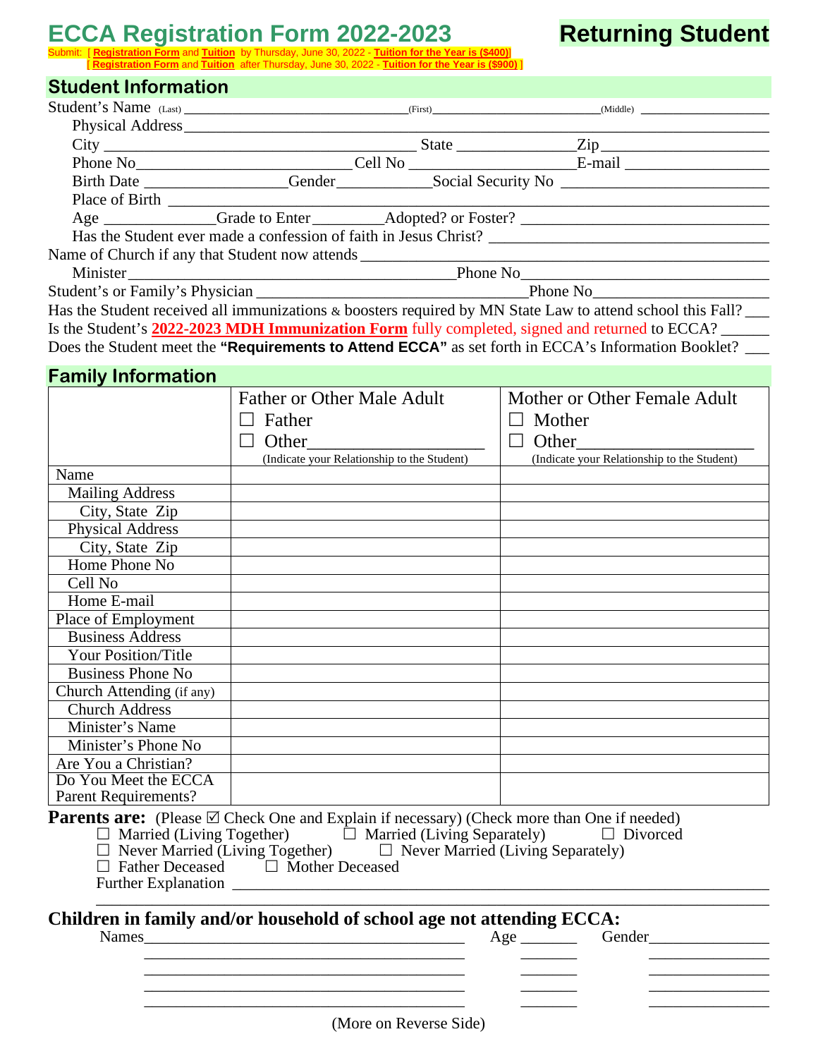# ECCA Registration Form 2022-2023

**Returning Student**

Submit: [ **Registration Form** and **Tuition** by Thursday, June 30, 2022 - **Tuition for the Year is ($400)** ]
[ **Registration Form** and **Tuition** after Thursday, June 30, 2022 - **Tuition for the Year is ($900)** ]

## Student Information

Student's Name (Last) ________________________________ (First) __________________________ (Middle) ___________________

Physical Address ______________________________________________________________________________

City ________________________________________ State _______________ Zip ______________________

Phone No __________________________ Cell No ______________________ E-mail ___________________

Birth Date __________________ Gender ____________ Social Security No ___________________________

Place of Birth _____________________________________________________________________________

Age ______________ Grade to Enter _________ Adopted? or Foster? ________________________________

Has the Student ever made a confession of faith in Jesus Christ? ___________________________________

Name of Church if any that Student now attends _______________________________________________

Minister ______________________________________________ Phone No ______________________________

Student's or Family's Physician __________________________________ Phone No ____________________

Has the Student received all immunizations & boosters required by MN State Law to attend school this Fall? ___

Is the Student's **2022-2023 MDH Immunization Form** fully completed, signed and returned to ECCA? ______

Does the Student meet the **"Requirements to Attend ECCA"** as set forth in ECCA's Information Booklet? ___

## Family Information

| | Father or Other Male Adult<br>☐ Father<br>☐ Other____________________<br>(Indicate your Relationship to the Student) | Mother or Other Female Adult<br>☐ Mother<br>☐ Other____________________<br>(Indicate your Relationship to the Student) |
|---|---|---|
| Name | | |
| Mailing Address | | |
| City, State Zip | | |
| Physical Address | | |
| City, State Zip | | |
| Home Phone No | | |
| Cell No | | |
| Home E-mail | | |
| Place of Employment | | |
| Business Address | | |
| Your Position/Title | | |
| Business Phone No | | |
| Church Attending (if any) | | |
| Church Address | | |
| Minister's Name | | |
| Minister's Phone No | | |
| Are You a Christian? | | |
| Do You Meet the ECCA Parent Requirements? | | |

**Parents are:** (Please ☑ Check One and Explain if necessary) (Check more than One if needed)

☐ Married (Living Together) ☐ Married (Living Separately) ☐ Divorced
☐ Never Married (Living Together) ☐ Never Married (Living Separately)
☐ Father Deceased ☐ Mother Deceased

Further Explanation ___________________________________________________________________________

_____________________________________________________________________________________________

## Children in family and/or household of school age not attending ECCA:

| Names | Age | Gender |
|---|---|---|
| | | |
| | | |
| | | |
| | | |
| | | |

(More on Reverse Side)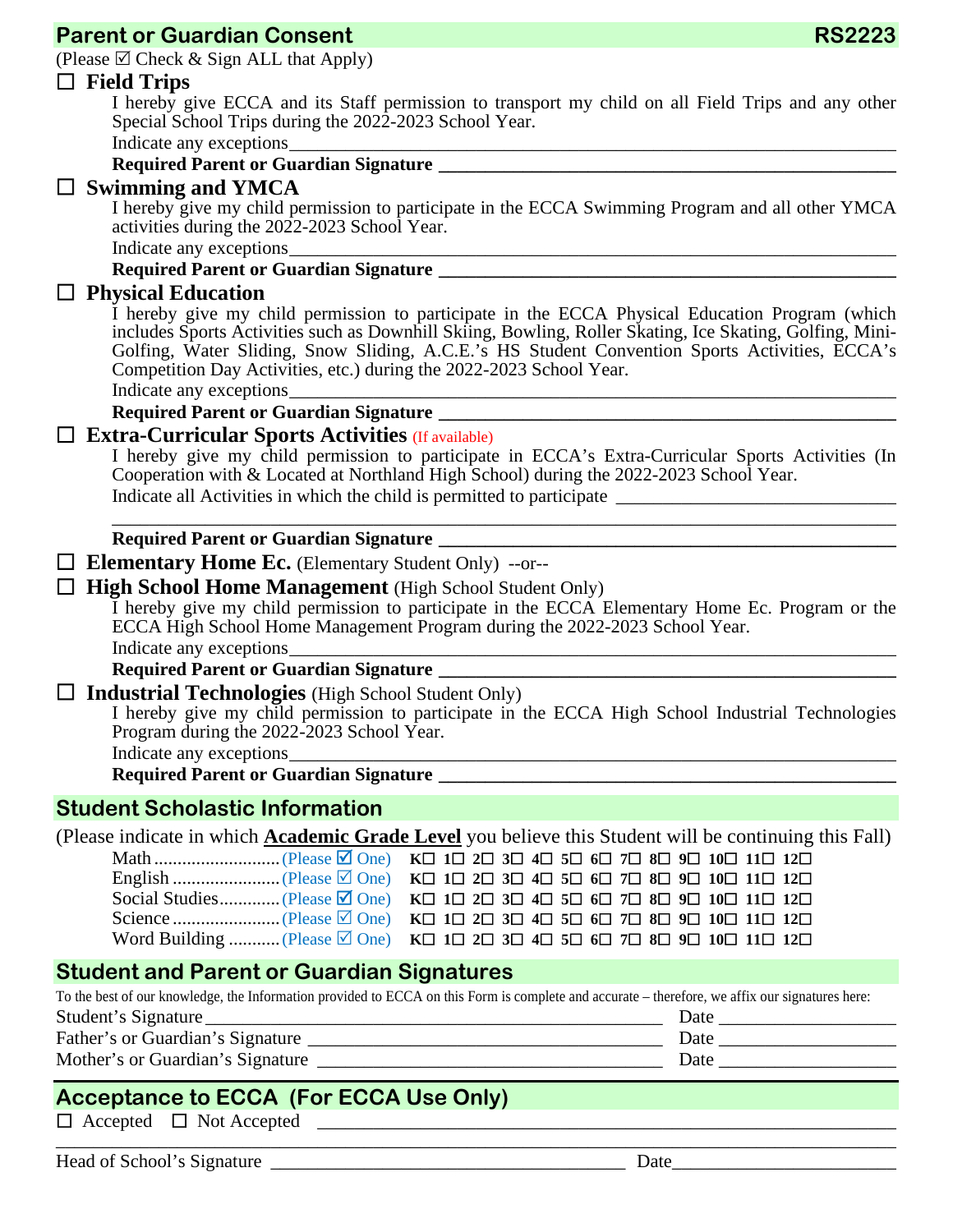## Parent or Guardian Consent RS2223

(Please ☑ Check & Sign ALL that Apply)

☐ **Field Trips**

I hereby give ECCA and its Staff permission to transport my child on all Field Trips and any other Special School Trips during the 2022-2023 School Year.

Indicate any exceptions_______________________________________________

**Required Parent or Guardian Signature** _______________________________________________

☐ **Swimming and YMCA**

I hereby give my child permission to participate in the ECCA Swimming Program and all other YMCA activities during the 2022-2023 School Year.

Indicate any exceptions_______________________________________________

**Required Parent or Guardian Signature** _______________________________________________

☐ **Physical Education**

I hereby give my child permission to participate in the ECCA Physical Education Program (which includes Sports Activities such as Downhill Skiing, Bowling, Roller Skating, Ice Skating, Golfing, Mini-Golfing, Water Sliding, Snow Sliding, A.C.E.'s HS Student Convention Sports Activities, ECCA's Competition Day Activities, etc.) during the 2022-2023 School Year.

Indicate any exceptions_______________________________________________

**Required Parent or Guardian Signature** _______________________________________________

☐ **Extra-Curricular Sports Activities** (If available)

I hereby give my child permission to participate in ECCA's Extra-Curricular Sports Activities (In Cooperation with & Located at Northland High School) during the 2022-2023 School Year.

Indicate all Activities in which the child is permitted to participate _______________________________

_______________________________________________

**Required Parent or Guardian Signature** _______________________________________________

☐ **Elementary Home Ec.** (Elementary Student Only) --or--

☐ **High School Home Management** (High School Student Only)

I hereby give my child permission to participate in the ECCA Elementary Home Ec. Program or the ECCA High School Home Management Program during the 2022-2023 School Year.

Indicate any exceptions_______________________________________________

**Required Parent or Guardian Signature** _______________________________________________

☐ **Industrial Technologies** (High School Student Only)

I hereby give my child permission to participate in the ECCA High School Industrial Technologies Program during the 2022-2023 School Year.

Indicate any exceptions_______________________________________________

**Required Parent or Guardian Signature** _______________________________________________

## Student Scholastic Information

(Please indicate in which **Academic Grade Level** you believe this Student will be continuing this Fall)

Math ........................... (Please ☑ One) K☐ 1☐ 2☐ 3☐ 4☐ 5☐ 6☐ 7☐ 8☐ 9☐ 10☐ 11☐ 12☐

English ....................... (Please ☑ One) K☐ 1☐ 2☐ 3☐ 4☐ 5☐ 6☐ 7☐ 8☐ 9☐ 10☐ 11☐ 12☐

Social Studies............. (Please ☑ One) K☐ 1☐ 2☐ 3☐ 4☐ 5☐ 6☐ 7☐ 8☐ 9☐ 10☐ 11☐ 12☐

Science ....................... (Please ☑ One) K☐ 1☐ 2☐ 3☐ 4☐ 5☐ 6☐ 7☐ 8☐ 9☐ 10☐ 11☐ 12☐

Word Building ........... (Please ☑ One) K☐ 1☐ 2☐ 3☐ 4☐ 5☐ 6☐ 7☐ 8☐ 9☐ 10☐ 11☐ 12☐

## Student and Parent or Guardian Signatures

To the best of our knowledge, the Information provided to ECCA on this Form is complete and accurate – therefore, we affix our signatures here:

Student's Signature _______________________________________________ Date ___________________

Father's or Guardian's Signature ______________________________________ Date ___________________

Mother's or Guardian's Signature _____________________________________ Date ___________________

## Acceptance to ECCA (For ECCA Use Only)

☐ Accepted ☐ Not Accepted _______________________________________________

_______________________________________________

Head of School's Signature ______________________________________ Date_______________________